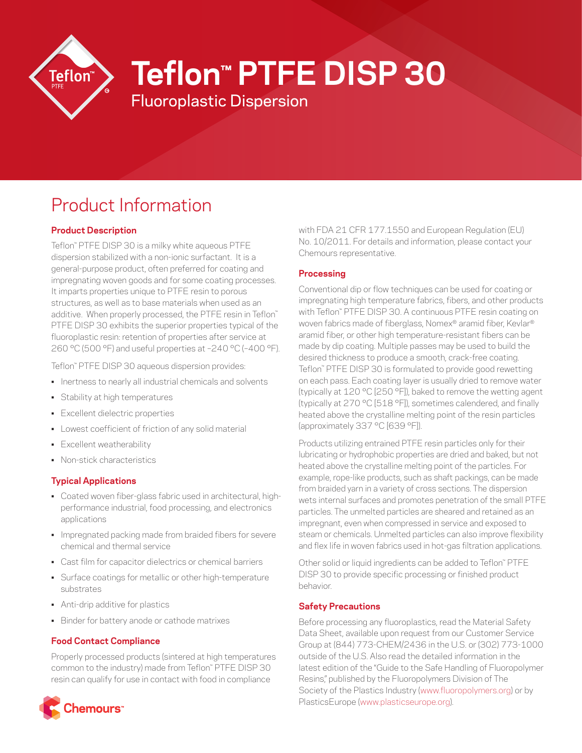# Teflon™ PTFE DISP 30

Fluoroplastic Dispersion

## Product Information

### Product Description

Teflon™ PTFE DISP 30 is a milky white aqueous PTFE dispersion stabilized with a non-ionic surfactant. It is a general-purpose product, often preferred for coating and impregnating woven goods and for some coating processes. It imparts properties unique to PTFE resin to porous structures, as well as to base materials when used as an additive. When properly processed, the PTFE resin in Teflon™ PTFE DISP 30 exhibits the superior properties typical of the fluoroplastic resin: retention of properties after service at 260 °C (500 °F) and useful properties at −240 °C (−400 °F).

Teflon™ PTFE DISP 30 aqueous dispersion provides:

- Inertness to nearly all industrial chemicals and solvents
- Stability at high temperatures
- Excellent dielectric properties
- Lowest coefficient of friction of any solid material
- Excellent weatherability
- Non-stick characteristics

### Typical Applications

- Coated woven fiber-glass fabric used in architectural, high-performance industrial, food processing, and electronics applications
- Impregnated packing made from braided fibers for severe chemical and thermal service
- Cast film for capacitor dielectrics or chemical barriers
- Surface coatings for metallic or other high-temperature substrates
- Anti-drip additive for plastics
- Binder for battery anode or cathode matrixes

### Food Contact Compliance

Properly processed products (sintered at high temperatures common to the industry) made from Teflon™ PTFE DISP 30 resin can qualify for use in contact with food in compliance with FDA 21 CFR 177.1550 and European Regulation (EU) No. 10/2011. For details and information, please contact your Chemours representative.

### Processing

Conventional dip or flow techniques can be used for coating or impregnating high temperature fabrics, fibers, and other products with Teflon™ PTFE DISP 30. A continuous PTFE resin coating on woven fabrics made of fiberglass, Nomex® aramid fiber, Kevlar® aramid fiber, or other high temperature-resistant fibers can be made by dip coating. Multiple passes may be used to build the desired thickness to produce a smooth, crack-free coating. Teflon™ PTFE DISP 30 is formulated to provide good rewetting on each pass. Each coating layer is usually dried to remove water (typically at 120 °C [250 °F]), baked to remove the wetting agent (typically at 270 °C [518 °F]), sometimes calendered, and finally heated above the crystalline melting point of the resin particles (approximately 337 °C [639 °F]).

Products utilizing entrained PTFE resin particles only for their lubricating or hydrophobic properties are dried and baked, but not heated above the crystalline melting point of the particles. For example, rope-like products, such as shaft packings, can be made from braided yarn in a variety of cross sections. The dispersion wets internal surfaces and promotes penetration of the small PTFE particles. The unmelted particles are sheared and retained as an impregnant, even when compressed in service and exposed to steam or chemicals. Unmelted particles can also improve flexibility and flex life in woven fabrics used in hot-gas filtration applications.

Other solid or liquid ingredients can be added to Teflon™ PTFE DISP 30 to provide specific processing or finished product behavior.

### Safety Precautions

Before processing any fluoroplastics, read the Material Safety Data Sheet, available upon request from our Customer Service Group at (844) 773-CHEM/2436 in the U.S. or (302) 773-1000 outside of the U.S. Also read the detailed information in the latest edition of the "Guide to the Safe Handling of Fluoropolymer Resins," published by the Fluoropolymers Division of The Society of the Plastics Industry (www.fluoropolymers.org) or by PlasticsEurope (www.plasticseurope.org).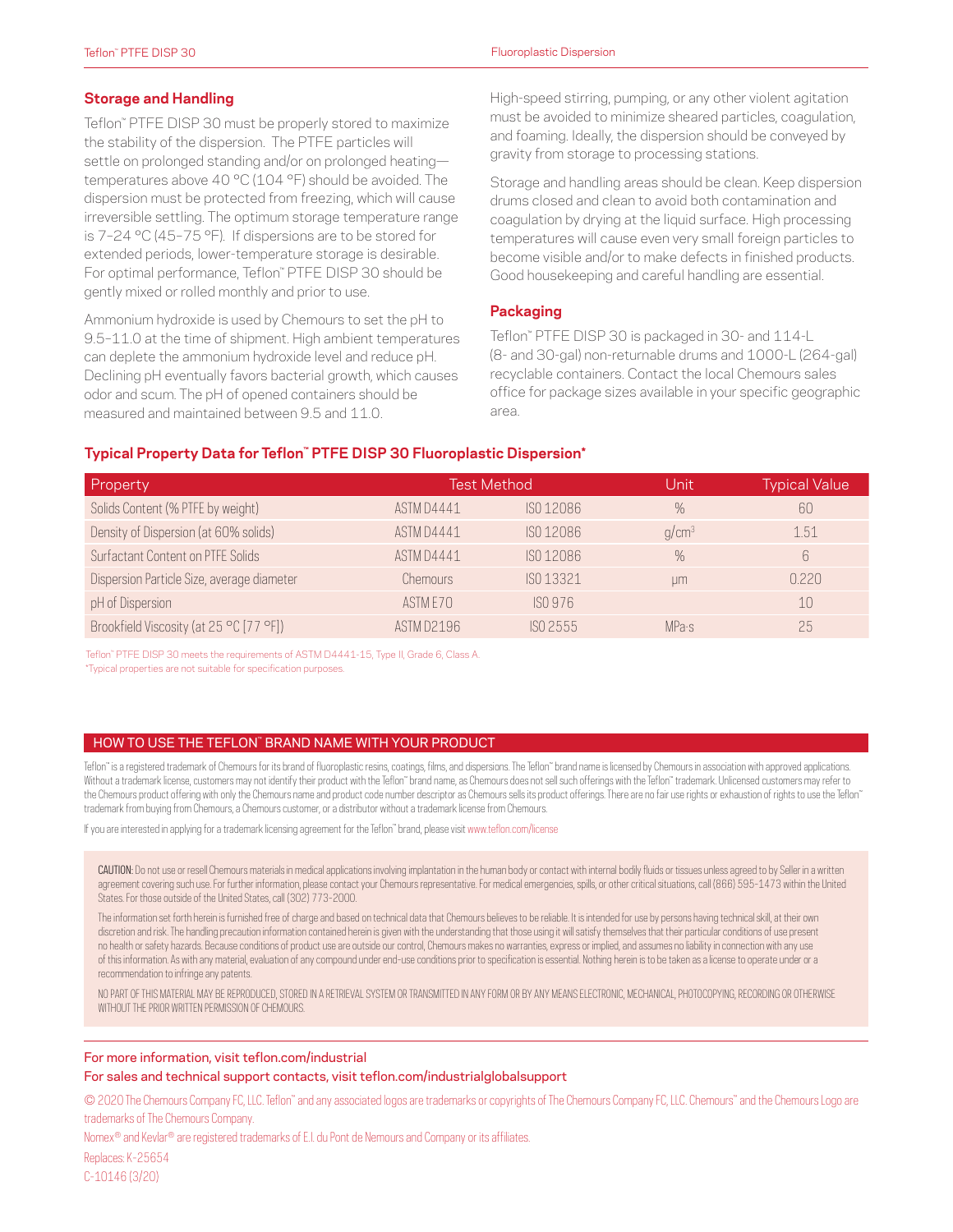## Storage and Handling

Teflon™ PTFE DISP 30 must be properly stored to maximize the stability of the dispersion. The PTFE particles will settle on prolonged standing and/or on prolonged heating—temperatures above 40 °C (104 °F) should be avoided. The dispersion must be protected from freezing, which will cause irreversible settling. The optimum storage temperature range is 7–24 °C (45–75 °F). If dispersions are to be stored for extended periods, lower-temperature storage is desirable. For optimal performance, Teflon™ PTFE DISP 30 should be gently mixed or rolled monthly and prior to use.

Ammonium hydroxide is used by Chemours to set the pH to 9.5–11.0 at the time of shipment. High ambient temperatures can deplete the ammonium hydroxide level and reduce pH. Declining pH eventually favors bacterial growth, which causes odor and scum. The pH of opened containers should be measured and maintained between 9.5 and 11.0.

High-speed stirring, pumping, or any other violent agitation must be avoided to minimize sheared particles, coagulation, and foaming. Ideally, the dispersion should be conveyed by gravity from storage to processing stations.

Storage and handling areas should be clean. Keep dispersion drums closed and clean to avoid both contamination and coagulation by drying at the liquid surface. High processing temperatures will cause even very small foreign particles to become visible and/or to make defects in finished products. Good housekeeping and careful handling are essential.

## Packaging

Teflon™ PTFE DISP 30 is packaged in 30- and 114-L (8- and 30-gal) non-returnable drums and 1000-L (264-gal) recyclable containers. Contact the local Chemours sales office for package sizes available in your specific geographic area.

## Typical Property Data for Teflon™ PTFE DISP 30 Fluoroplastic Dispersion*

| Property | Test Method | | Unit | Typical Value |
|---|---|---|---|---|
| Solids Content (% PTFE by weight) | ASTM D4441 | ISO 12086 | % | 60 |
| Density of Dispersion (at 60% solids) | ASTM D4441 | ISO 12086 | g/cm³ | 1.51 |
| Surfactant Content on PTFE Solids | ASTM D4441 | ISO 12086 | % | 6 |
| Dispersion Particle Size, average diameter | Chemours | ISO 13321 | μm | 0.220 |
| pH of Dispersion | ASTM E70 | ISO 976 | | 10 |
| Brookfield Viscosity (at 25 °C [77 °F]) | ASTM D2196 | ISO 2555 | MPa·s | 25 |

Teflon™ PTFE DISP 30 meets the requirements of ASTM D4441-15, Type II, Grade 6, Class A.
*Typical properties are not suitable for specification purposes.

## HOW TO USE THE TEFLON™ BRAND NAME WITH YOUR PRODUCT

Teflon™ is a registered trademark of Chemours for its brand of fluoroplastic resins, coatings, films, and dispersions. The Teflon™ brand name is licensed by Chemours in association with approved applications. Without a trademark license, customers may not identify their product with the Teflon™ brand name, as Chemours does not sell such offerings with the Teflon™ trademark. Unlicensed customers may refer to the Chemours product offering with only the Chemours name and product code number descriptor as Chemours sells its product offerings. There are no fair use rights or exhaustion of rights to use the Teflon™ trademark from buying from Chemours, a Chemours customer, or a distributor without a trademark license from Chemours.

If you are interested in applying for a trademark licensing agreement for the Teflon™ brand, please visit www.teflon.com/license

CAUTION: Do not use or resell Chemours materials in medical applications involving implantation in the human body or contact with internal bodily fluids or tissues unless agreed to by Seller in a written agreement covering such use. For further information, please contact your Chemours representative. For medical emergencies, spills, or other critical situations, call (866) 595-1473 within the United States. For those outside of the United States, call (302) 773-2000.

The information set forth herein is furnished free of charge and based on technical data that Chemours believes to be reliable. It is intended for use by persons having technical skill, at their own discretion and risk. The handling precaution information contained herein is given with the understanding that those using it will satisfy themselves that their particular conditions of use present no health or safety hazards. Because conditions of product use are outside our control, Chemours makes no warranties, express or implied, and assumes no liability in connection with any use of this information. As with any material, evaluation of any compound under end-use conditions prior to specification is essential. Nothing herein is to be taken as a license to operate under or a recommendation to infringe any patents.

NO PART OF THIS MATERIAL MAY BE REPRODUCED, STORED IN A RETRIEVAL SYSTEM OR TRANSMITTED IN ANY FORM OR BY ANY MEANS ELECTRONIC, MECHANICAL, PHOTOCOPYING, RECORDING OR OTHERWISE WITHOUT THE PRIOR WRITTEN PERMISSION OF CHEMOURS.

For more information, visit teflon.com/industrial
For sales and technical support contacts, visit teflon.com/industrialglobalsupport

© 2020 The Chemours Company FC, LLC. Teflon™ and any associated logos are trademarks or copyrights of The Chemours Company FC, LLC. Chemours™ and the Chemours Logo are trademarks of The Chemours Company.

Nomex® and Kevlar® are registered trademarks of E.I. du Pont de Nemours and Company or its affiliates.

Replaces: K-25654
C-10146 (3/20)